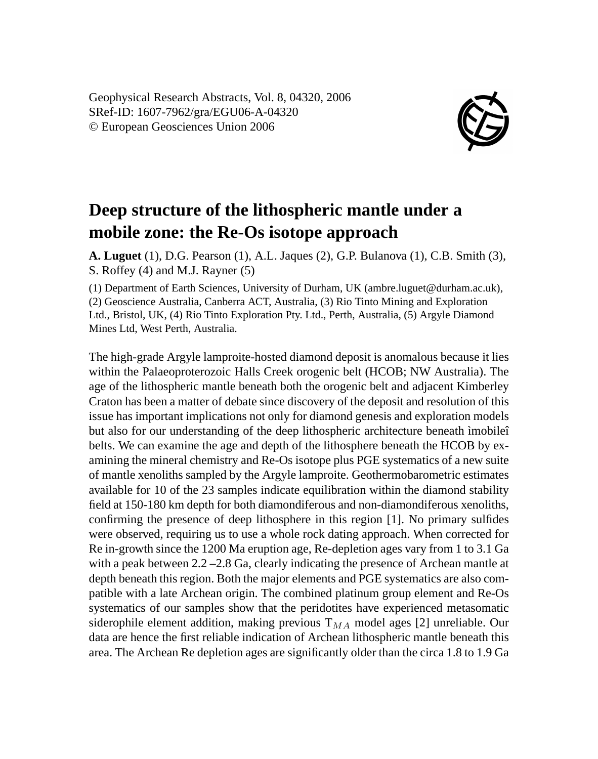Geophysical Research Abstracts, Vol. 8, 04320, 2006
SRef-ID: 1607-7962/gra/EGU06-A-04320
© European Geosciences Union 2006

# Deep structure of the lithospheric mantle under a mobile zone: the Re-Os isotope approach

**A. Luguet** (1), D.G. Pearson (1), A.L. Jaques (2), G.P. Bulanova (1), C.B. Smith (3), S. Roffey (4) and M.J. Rayner (5)

(1) Department of Earth Sciences, University of Durham, UK (ambre.luguet@durham.ac.uk), (2) Geoscience Australia, Canberra ACT, Australia, (3) Rio Tinto Mining and Exploration Ltd., Bristol, UK, (4) Rio Tinto Exploration Pty. Ltd., Perth, Australia, (5) Argyle Diamond Mines Ltd, West Perth, Australia.

The high-grade Argyle lamproite-hosted diamond deposit is anomalous because it lies within the Palaeoproterozoic Halls Creek orogenic belt (HCOB; NW Australia). The age of the lithospheric mantle beneath both the orogenic belt and adjacent Kimberley Craton has been a matter of debate since discovery of the deposit and resolution of this issue has important implications not only for diamond genesis and exploration models but also for our understanding of the deep lithospheric architecture beneath ìmobileî belts. We can examine the age and depth of the lithosphere beneath the HCOB by examining the mineral chemistry and Re-Os isotope plus PGE systematics of a new suite of mantle xenoliths sampled by the Argyle lamproite. Geothermobarometric estimates available for 10 of the 23 samples indicate equilibration within the diamond stability field at 150-180 km depth for both diamondiferous and non-diamondiferous xenoliths, confirming the presence of deep lithosphere in this region [1]. No primary sulfides were observed, requiring us to use a whole rock dating approach. When corrected for Re in-growth since the 1200 Ma eruption age, Re-depletion ages vary from 1 to 3.1 Ga with a peak between 2.2 –2.8 Ga, clearly indicating the presence of Archean mantle at depth beneath this region. Both the major elements and PGE systematics are also compatible with a late Archean origin. The combined platinum group element and Re-Os systematics of our samples show that the peridotites have experienced metasomatic siderophile element addition, making previous $T_{MA}$ model ages [2] unreliable. Our data are hence the first reliable indication of Archean lithospheric mantle beneath this area. The Archean Re depletion ages are significantly older than the circa 1.8 to 1.9 Ga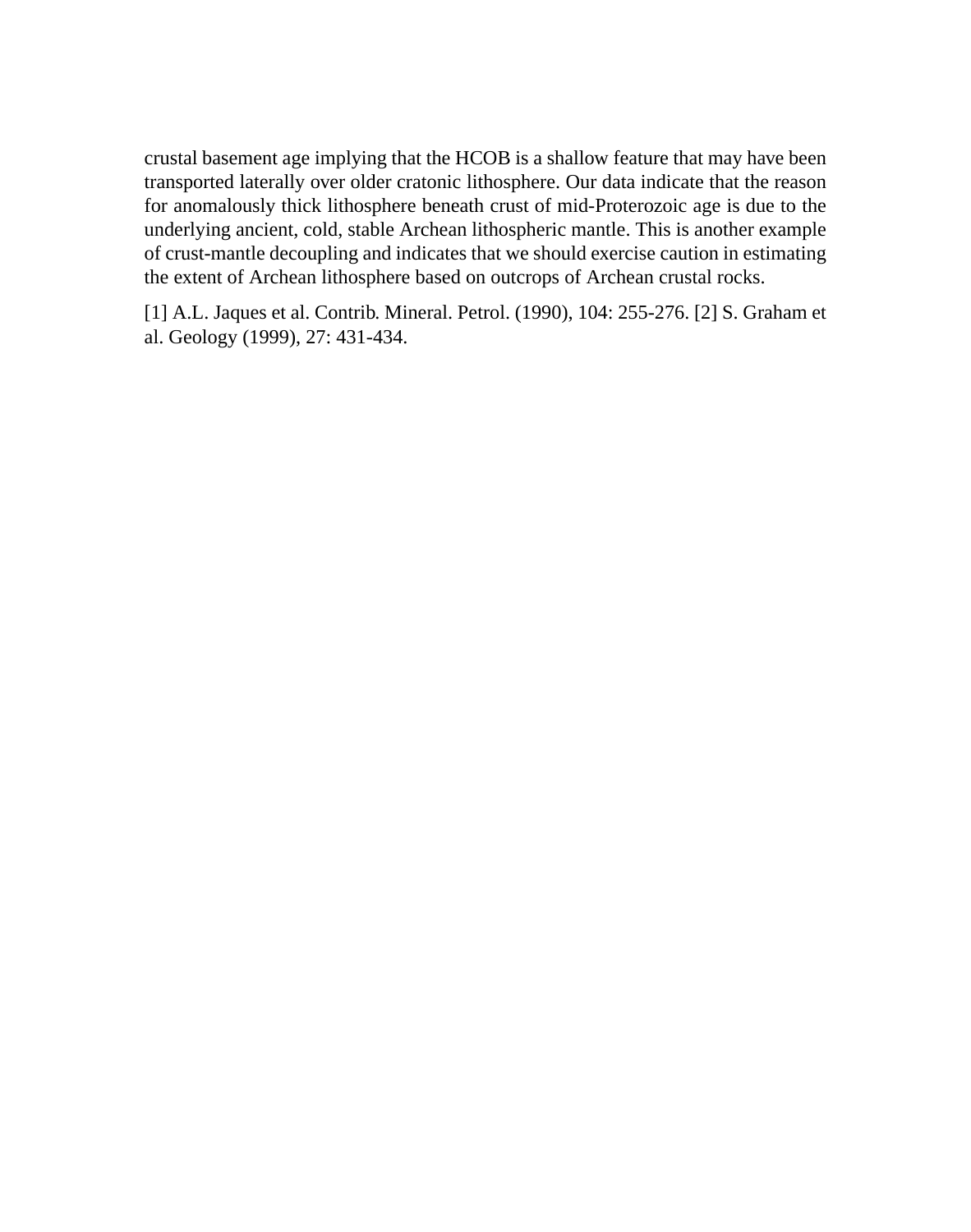crustal basement age implying that the HCOB is a shallow feature that may have been transported laterally over older cratonic lithosphere. Our data indicate that the reason for anomalously thick lithosphere beneath crust of mid-Proterozoic age is due to the underlying ancient, cold, stable Archean lithospheric mantle. This is another example of crust-mantle decoupling and indicates that we should exercise caution in estimating the extent of Archean lithosphere based on outcrops of Archean crustal rocks.

[1] A.L. Jaques et al. Contrib. Mineral. Petrol. (1990), 104: 255-276. [2] S. Graham et al. Geology (1999), 27: 431-434.